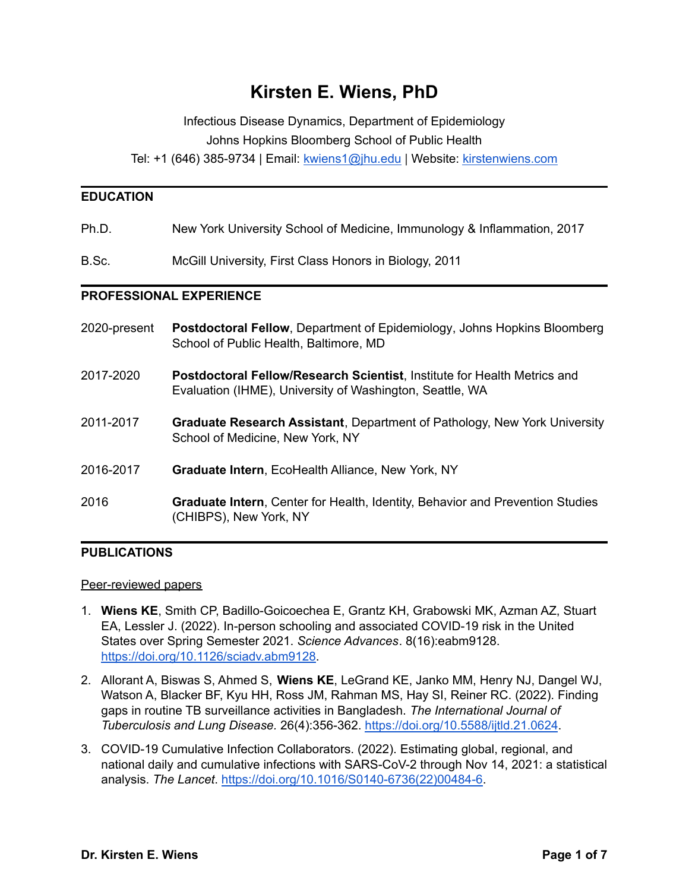# Kirsten E. Wiens, PhD

Infectious Disease Dynamics, Department of Epidemiology
Johns Hopkins Bloomberg School of Public Health
Tel: +1 (646) 385-9734 | Email: [kwiens1@jhu.edu](mailto:kwiens1@jhu.edu) | Website: [kirstenwiens.com](https://kirstenwiens.com)

## EDUCATION

| | |
|---|---|
| Ph.D. | New York University School of Medicine, Immunology & Inflammation, 2017 |
| B.Sc. | McGill University, First Class Honors in Biology, 2011 |

## PROFESSIONAL EXPERIENCE

| | |
|---|---|
| 2020-present | **Postdoctoral Fellow**, Department of Epidemiology, Johns Hopkins Bloomberg School of Public Health, Baltimore, MD |
| 2017-2020 | **Postdoctoral Fellow/Research Scientist**, Institute for Health Metrics and Evaluation (IHME), University of Washington, Seattle, WA |
| 2011-2017 | **Graduate Research Assistant**, Department of Pathology, New York University School of Medicine, New York, NY |
| 2016-2017 | **Graduate Intern**, EcoHealth Alliance, New York, NY |
| 2016 | **Graduate Intern**, Center for Health, Identity, Behavior and Prevention Studies (CHIBPS), New York, NY |

## PUBLICATIONS

Peer-reviewed papers

1. **Wiens KE**, Smith CP, Badillo-Goicoechea E, Grantz KH, Grabowski MK, Azman AZ, Stuart EA, Lessler J. (2022). In-person schooling and associated COVID-19 risk in the United States over Spring Semester 2021. *Science Advances*. 8(16):eabm9128. [https://doi.org/10.1126/sciadv.abm9128](https://doi.org/10.1126/sciadv.abm9128).
2. Allorant A, Biswas S, Ahmed S, **Wiens KE**, LeGrand KE, Janko MM, Henry NJ, Dangel WJ, Watson A, Blacker BF, Kyu HH, Ross JM, Rahman MS, Hay SI, Reiner RC. (2022). Finding gaps in routine TB surveillance activities in Bangladesh. *The International Journal of Tuberculosis and Lung Disease.* 26(4):356-362. [https://doi.org/10.5588/ijtld.21.0624](https://doi.org/10.5588/ijtld.21.0624).
3. COVID-19 Cumulative Infection Collaborators. (2022). Estimating global, regional, and national daily and cumulative infections with SARS-CoV-2 through Nov 14, 2021: a statistical analysis. *The Lancet*. [https://doi.org/10.1016/S0140-6736(22)00484-6](https://doi.org/10.1016/S0140-6736(22)00484-6).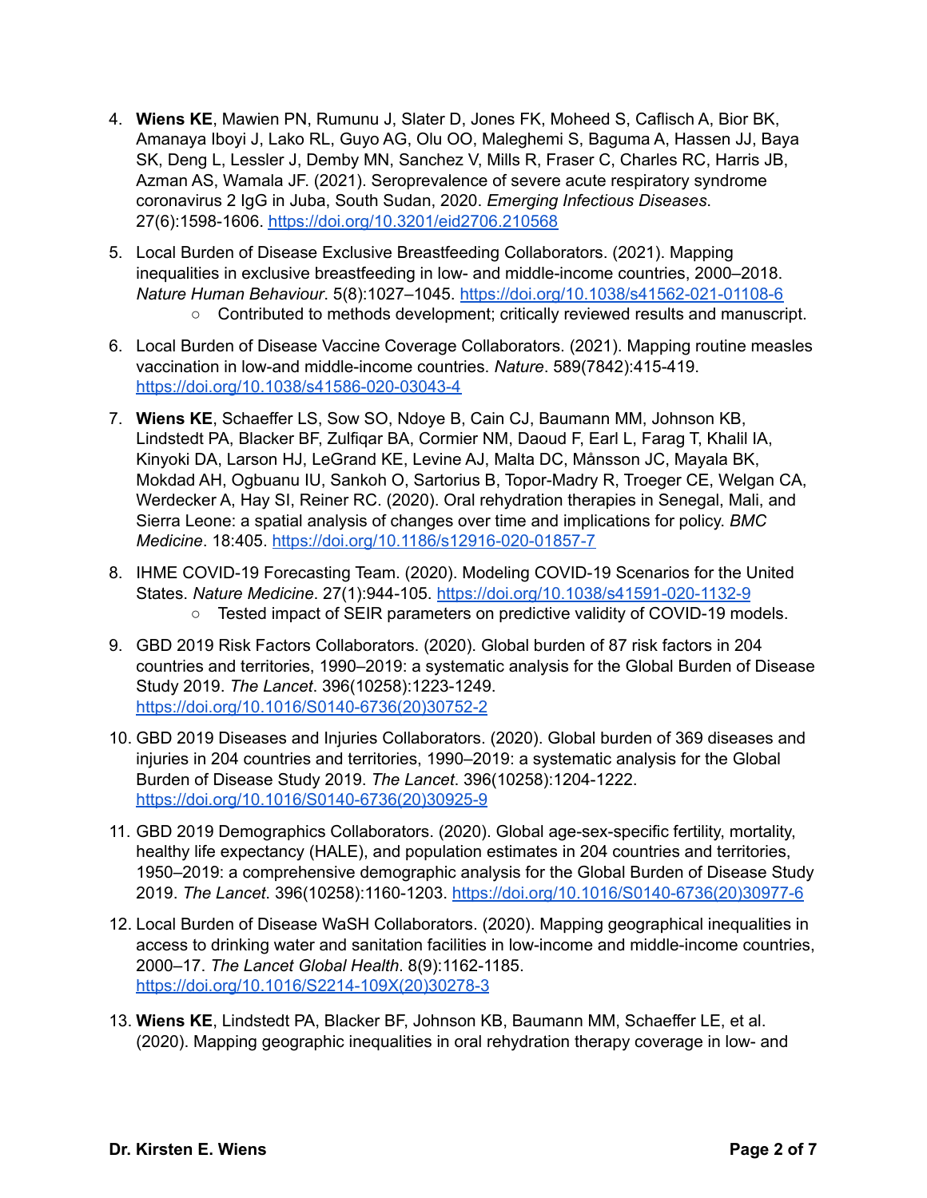4. **Wiens KE**, Mawien PN, Rumunu J, Slater D, Jones FK, Moheed S, Caflisch A, Bior BK, Amanaya Iboyi J, Lako RL, Guyo AG, Olu OO, Maleghemi S, Baguma A, Hassen JJ, Baya SK, Deng L, Lessler J, Demby MN, Sanchez V, Mills R, Fraser C, Charles RC, Harris JB, Azman AS, Wamala JF. (2021). Seroprevalence of severe acute respiratory syndrome coronavirus 2 IgG in Juba, South Sudan, 2020. *Emerging Infectious Diseases*. 27(6):1598-1606. https://doi.org/10.3201/eid2706.210568

5. Local Burden of Disease Exclusive Breastfeeding Collaborators. (2021). Mapping inequalities in exclusive breastfeeding in low- and middle-income countries, 2000–2018. *Nature Human Behaviour*. 5(8):1027–1045. https://doi.org/10.1038/s41562-021-01108-6
   - Contributed to methods development; critically reviewed results and manuscript.

6. Local Burden of Disease Vaccine Coverage Collaborators. (2021). Mapping routine measles vaccination in low-and middle-income countries. *Nature*. 589(7842):415-419. https://doi.org/10.1038/s41586-020-03043-4

7. **Wiens KE**, Schaeffer LS, Sow SO, Ndoye B, Cain CJ, Baumann MM, Johnson KB, Lindstedt PA, Blacker BF, Zulfiqar BA, Cormier NM, Daoud F, Earl L, Farag T, Khalil IA, Kinyoki DA, Larson HJ, LeGrand KE, Levine AJ, Malta DC, Månsson JC, Mayala BK, Mokdad AH, Ogbuanu IU, Sankoh O, Sartorius B, Topor-Madry R, Troeger CE, Welgan CA, Werdecker A, Hay SI, Reiner RC. (2020). Oral rehydration therapies in Senegal, Mali, and Sierra Leone: a spatial analysis of changes over time and implications for policy. *BMC Medicine*. 18:405. https://doi.org/10.1186/s12916-020-01857-7

8. IHME COVID-19 Forecasting Team. (2020). Modeling COVID-19 Scenarios for the United States. *Nature Medicine*. 27(1):944-105. https://doi.org/10.1038/s41591-020-1132-9
   - Tested impact of SEIR parameters on predictive validity of COVID-19 models.

9. GBD 2019 Risk Factors Collaborators. (2020). Global burden of 87 risk factors in 204 countries and territories, 1990–2019: a systematic analysis for the Global Burden of Disease Study 2019. *The Lancet*. 396(10258):1223-1249. https://doi.org/10.1016/S0140-6736(20)30752-2

10. GBD 2019 Diseases and Injuries Collaborators. (2020). Global burden of 369 diseases and injuries in 204 countries and territories, 1990–2019: a systematic analysis for the Global Burden of Disease Study 2019. *The Lancet*. 396(10258):1204-1222. https://doi.org/10.1016/S0140-6736(20)30925-9

11. GBD 2019 Demographics Collaborators. (2020). Global age-sex-specific fertility, mortality, healthy life expectancy (HALE), and population estimates in 204 countries and territories, 1950–2019: a comprehensive demographic analysis for the Global Burden of Disease Study 2019. *The Lancet*. 396(10258):1160-1203. https://doi.org/10.1016/S0140-6736(20)30977-6

12. Local Burden of Disease WaSH Collaborators. (2020). Mapping geographical inequalities in access to drinking water and sanitation facilities in low-income and middle-income countries, 2000–17. *The Lancet Global Health*. 8(9):1162-1185. https://doi.org/10.1016/S2214-109X(20)30278-3

13. **Wiens KE**, Lindstedt PA, Blacker BF, Johnson KB, Baumann MM, Schaeffer LE, et al. (2020). Mapping geographic inequalities in oral rehydration therapy coverage in low- and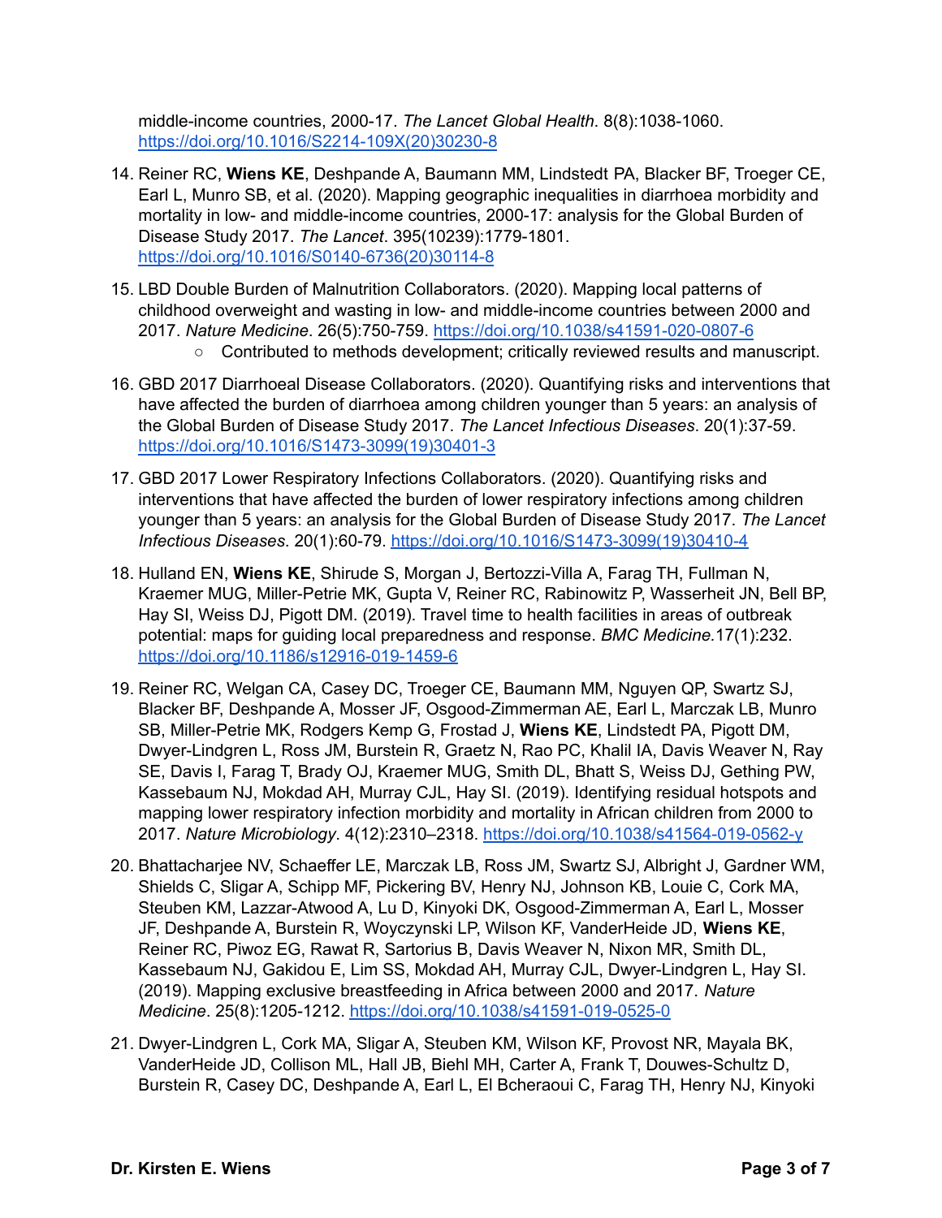middle-income countries, 2000-17. *The Lancet Global Health*. 8(8):1038-1060. https://doi.org/10.1016/S2214-109X(20)30230-8

14. Reiner RC, **Wiens KE**, Deshpande A, Baumann MM, Lindstedt PA, Blacker BF, Troeger CE, Earl L, Munro SB, et al. (2020). Mapping geographic inequalities in diarrhoea morbidity and mortality in low- and middle-income countries, 2000-17: analysis for the Global Burden of Disease Study 2017. *The Lancet*. 395(10239):1779-1801. https://doi.org/10.1016/S0140-6736(20)30114-8

15. LBD Double Burden of Malnutrition Collaborators. (2020). Mapping local patterns of childhood overweight and wasting in low- and middle-income countries between 2000 and 2017. *Nature Medicine*. 26(5):750-759. https://doi.org/10.1038/s41591-020-0807-6
    - Contributed to methods development; critically reviewed results and manuscript.

16. GBD 2017 Diarrhoeal Disease Collaborators. (2020). Quantifying risks and interventions that have affected the burden of diarrhoea among children younger than 5 years: an analysis of the Global Burden of Disease Study 2017. *The Lancet Infectious Diseases*. 20(1):37-59. https://doi.org/10.1016/S1473-3099(19)30401-3

17. GBD 2017 Lower Respiratory Infections Collaborators. (2020). Quantifying risks and interventions that have affected the burden of lower respiratory infections among children younger than 5 years: an analysis for the Global Burden of Disease Study 2017. *The Lancet Infectious Diseases*. 20(1):60-79. https://doi.org/10.1016/S1473-3099(19)30410-4

18. Hulland EN, **Wiens KE**, Shirude S, Morgan J, Bertozzi-Villa A, Farag TH, Fullman N, Kraemer MUG, Miller-Petrie MK, Gupta V, Reiner RC, Rabinowitz P, Wasserheit JN, Bell BP, Hay SI, Weiss DJ, Pigott DM. (2019). Travel time to health facilities in areas of outbreak potential: maps for guiding local preparedness and response. *BMC Medicine.*17(1):232. https://doi.org/10.1186/s12916-019-1459-6

19. Reiner RC, Welgan CA, Casey DC, Troeger CE, Baumann MM, Nguyen QP, Swartz SJ, Blacker BF, Deshpande A, Mosser JF, Osgood-Zimmerman AE, Earl L, Marczak LB, Munro SB, Miller-Petrie MK, Rodgers Kemp G, Frostad J, **Wiens KE**, Lindstedt PA, Pigott DM, Dwyer-Lindgren L, Ross JM, Burstein R, Graetz N, Rao PC, Khalil IA, Davis Weaver N, Ray SE, Davis I, Farag T, Brady OJ, Kraemer MUG, Smith DL, Bhatt S, Weiss DJ, Gething PW, Kassebaum NJ, Mokdad AH, Murray CJL, Hay SI. (2019). Identifying residual hotspots and mapping lower respiratory infection morbidity and mortality in African children from 2000 to 2017. *Nature Microbiology*. 4(12):2310–2318. https://doi.org/10.1038/s41564-019-0562-y

20. Bhattacharjee NV, Schaeffer LE, Marczak LB, Ross JM, Swartz SJ, Albright J, Gardner WM, Shields C, Sligar A, Schipp MF, Pickering BV, Henry NJ, Johnson KB, Louie C, Cork MA, Steuben KM, Lazzar-Atwood A, Lu D, Kinyoki DK, Osgood-Zimmerman A, Earl L, Mosser JF, Deshpande A, Burstein R, Woyczynski LP, Wilson KF, VanderHeide JD, **Wiens KE**, Reiner RC, Piwoz EG, Rawat R, Sartorius B, Davis Weaver N, Nixon MR, Smith DL, Kassebaum NJ, Gakidou E, Lim SS, Mokdad AH, Murray CJL, Dwyer-Lindgren L, Hay SI. (2019). Mapping exclusive breastfeeding in Africa between 2000 and 2017. *Nature Medicine*. 25(8):1205-1212. https://doi.org/10.1038/s41591-019-0525-0

21. Dwyer-Lindgren L, Cork MA, Sligar A, Steuben KM, Wilson KF, Provost NR, Mayala BK, VanderHeide JD, Collison ML, Hall JB, Biehl MH, Carter A, Frank T, Douwes-Schultz D, Burstein R, Casey DC, Deshpande A, Earl L, El Bcheraoui C, Farag TH, Henry NJ, Kinyoki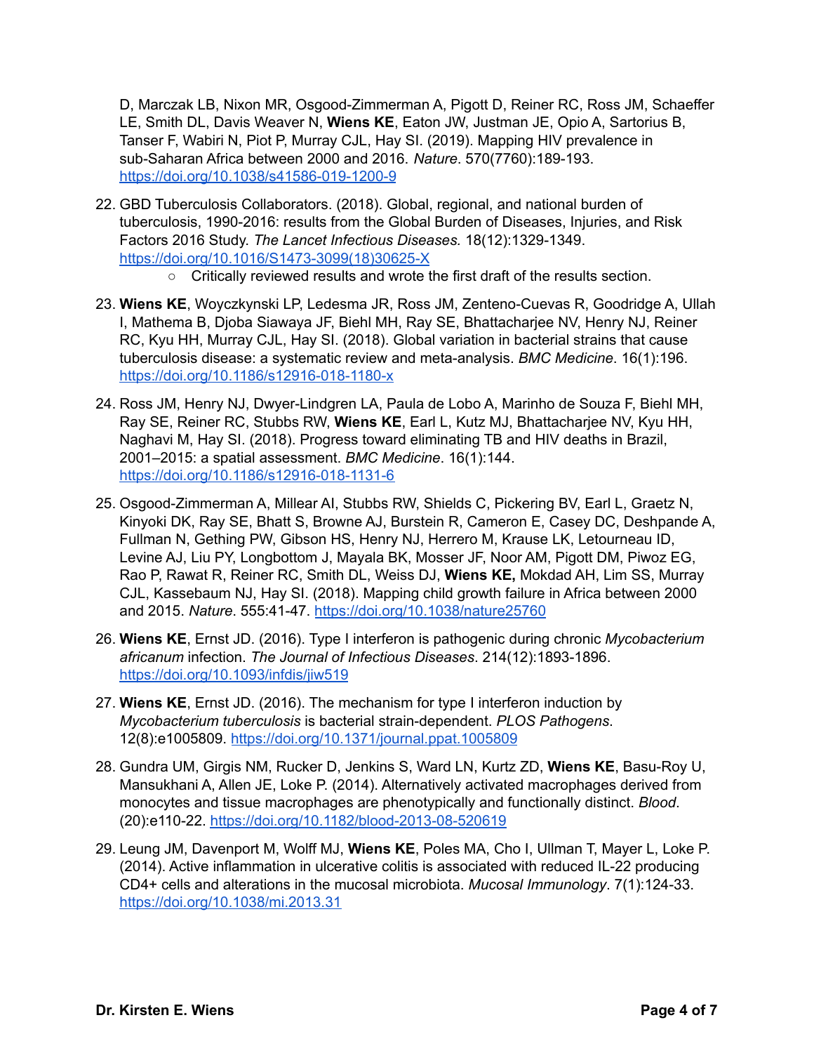D, Marczak LB, Nixon MR, Osgood-Zimmerman A, Pigott D, Reiner RC, Ross JM, Schaeffer LE, Smith DL, Davis Weaver N, **Wiens KE**, Eaton JW, Justman JE, Opio A, Sartorius B, Tanser F, Wabiri N, Piot P, Murray CJL, Hay SI. (2019). Mapping HIV prevalence in sub-Saharan Africa between 2000 and 2016. *Nature*. 570(7760):189-193. https://doi.org/10.1038/s41586-019-1200-9

22. GBD Tuberculosis Collaborators. (2018). Global, regional, and national burden of tuberculosis, 1990-2016: results from the Global Burden of Diseases, Injuries, and Risk Factors 2016 Study. *The Lancet Infectious Diseases.* 18(12):1329-1349. https://doi.org/10.1016/S1473-3099(18)30625-X
    - Critically reviewed results and wrote the first draft of the results section.

23. **Wiens KE**, Woyczkynski LP, Ledesma JR, Ross JM, Zenteno-Cuevas R, Goodridge A, Ullah I, Mathema B, Djoba Siawaya JF, Biehl MH, Ray SE, Bhattacharjee NV, Henry NJ, Reiner RC, Kyu HH, Murray CJL, Hay SI. (2018). Global variation in bacterial strains that cause tuberculosis disease: a systematic review and meta-analysis. *BMC Medicine*. 16(1):196. https://doi.org/10.1186/s12916-018-1180-x

24. Ross JM, Henry NJ, Dwyer-Lindgren LA, Paula de Lobo A, Marinho de Souza F, Biehl MH, Ray SE, Reiner RC, Stubbs RW, **Wiens KE**, Earl L, Kutz MJ, Bhattacharjee NV, Kyu HH, Naghavi M, Hay SI. (2018). Progress toward eliminating TB and HIV deaths in Brazil, 2001–2015: a spatial assessment. *BMC Medicine*. 16(1):144. https://doi.org/10.1186/s12916-018-1131-6

25. Osgood-Zimmerman A, Millear AI, Stubbs RW, Shields C, Pickering BV, Earl L, Graetz N, Kinyoki DK, Ray SE, Bhatt S, Browne AJ, Burstein R, Cameron E, Casey DC, Deshpande A, Fullman N, Gething PW, Gibson HS, Henry NJ, Herrero M, Krause LK, Letourneau ID, Levine AJ, Liu PY, Longbottom J, Mayala BK, Mosser JF, Noor AM, Pigott DM, Piwoz EG, Rao P, Rawat R, Reiner RC, Smith DL, Weiss DJ, **Wiens KE,** Mokdad AH, Lim SS, Murray CJL, Kassebaum NJ, Hay SI. (2018). Mapping child growth failure in Africa between 2000 and 2015. *Nature*. 555:41-47. https://doi.org/10.1038/nature25760

26. **Wiens KE**, Ernst JD. (2016). Type I interferon is pathogenic during chronic *Mycobacterium africanum* infection. *The Journal of Infectious Diseases*. 214(12):1893-1896. https://doi.org/10.1093/infdis/jiw519

27. **Wiens KE**, Ernst JD. (2016). The mechanism for type I interferon induction by *Mycobacterium tuberculosis* is bacterial strain-dependent. *PLOS Pathogens*. 12(8):e1005809. https://doi.org/10.1371/journal.ppat.1005809

28. Gundra UM, Girgis NM, Rucker D, Jenkins S, Ward LN, Kurtz ZD, **Wiens KE**, Basu-Roy U, Mansukhani A, Allen JE, Loke P. (2014). Alternatively activated macrophages derived from monocytes and tissue macrophages are phenotypically and functionally distinct. *Blood*. (20):e110-22. https://doi.org/10.1182/blood-2013-08-520619

29. Leung JM, Davenport M, Wolff MJ, **Wiens KE**, Poles MA, Cho I, Ullman T, Mayer L, Loke P. (2014). Active inflammation in ulcerative colitis is associated with reduced IL-22 producing CD4+ cells and alterations in the mucosal microbiota. *Mucosal Immunology*. 7(1):124-33. https://doi.org/10.1038/mi.2013.31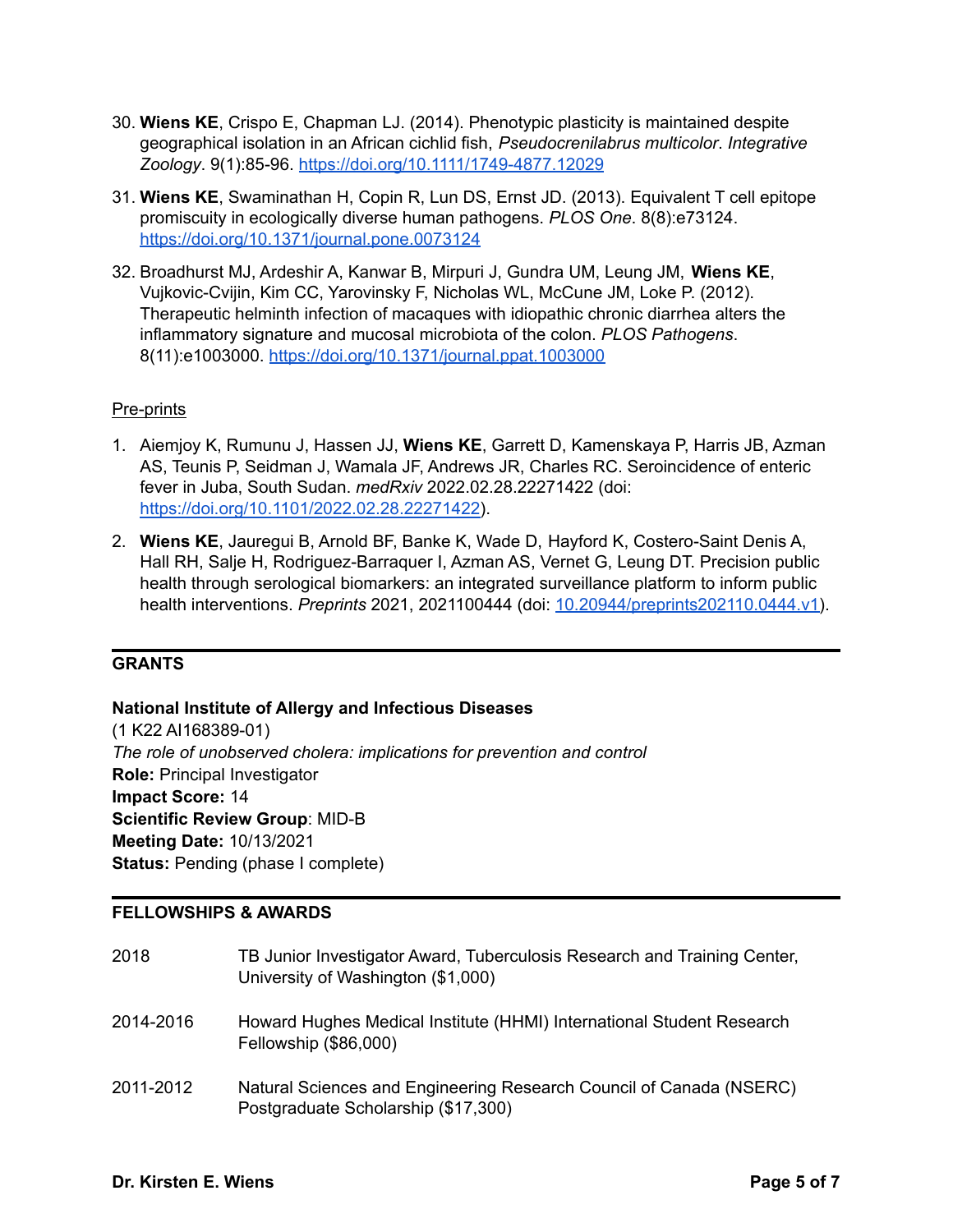30. **Wiens KE**, Crispo E, Chapman LJ. (2014). Phenotypic plasticity is maintained despite geographical isolation in an African cichlid fish, *Pseudocrenilabrus multicolor*. *Integrative Zoology*. 9(1):85-96. https://doi.org/10.1111/1749-4877.12029

31. **Wiens KE**, Swaminathan H, Copin R, Lun DS, Ernst JD. (2013). Equivalent T cell epitope promiscuity in ecologically diverse human pathogens. *PLOS One*. 8(8):e73124. https://doi.org/10.1371/journal.pone.0073124

32. Broadhurst MJ, Ardeshir A, Kanwar B, Mirpuri J, Gundra UM, Leung JM, **Wiens KE**, Vujkovic-Cvijin, Kim CC, Yarovinsky F, Nicholas WL, McCune JM, Loke P. (2012). Therapeutic helminth infection of macaques with idiopathic chronic diarrhea alters the inflammatory signature and mucosal microbiota of the colon. *PLOS Pathogens*. 8(11):e1003000. https://doi.org/10.1371/journal.ppat.1003000

Pre-prints

1. Aiemjoy K, Rumunu J, Hassen JJ, **Wiens KE**, Garrett D, Kamenskaya P, Harris JB, Azman AS, Teunis P, Seidman J, Wamala JF, Andrews JR, Charles RC. Seroincidence of enteric fever in Juba, South Sudan. *medRxiv* 2022.02.28.22271422 (doi: https://doi.org/10.1101/2022.02.28.22271422).

2. **Wiens KE**, Jauregui B, Arnold BF, Banke K, Wade D, Hayford K, Costero-Saint Denis A, Hall RH, Salje H, Rodriguez-Barraquer I, Azman AS, Vernet G, Leung DT. Precision public health through serological biomarkers: an integrated surveillance platform to inform public health interventions. *Preprints* 2021, 2021100444 (doi: 10.20944/preprints202110.0444.v1).

## GRANTS

**National Institute of Allergy and Infectious Diseases**
(1 K22 AI168389-01)
*The role of unobserved cholera: implications for prevention and control*
**Role:** Principal Investigator
**Impact Score:** 14
**Scientific Review Group**: MID-B
**Meeting Date:** 10/13/2021
**Status:** Pending (phase I complete)

## FELLOWSHIPS & AWARDS

| | |
|---|---|
| 2018 | TB Junior Investigator Award, Tuberculosis Research and Training Center, University of Washington ($1,000) |
| 2014-2016 | Howard Hughes Medical Institute (HHMI) International Student Research Fellowship ($86,000) |
| 2011-2012 | Natural Sciences and Engineering Research Council of Canada (NSERC) Postgraduate Scholarship ($17,300) |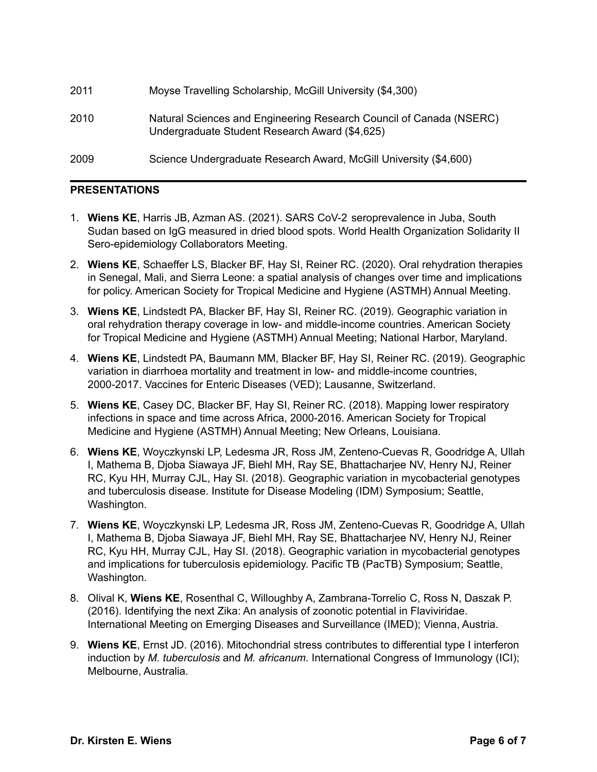| | |
|---|---|
| 2011 | Moyse Travelling Scholarship, McGill University ($4,300) |
| 2010 | Natural Sciences and Engineering Research Council of Canada (NSERC) Undergraduate Student Research Award ($4,625) |
| 2009 | Science Undergraduate Research Award, McGill University ($4,600) |

## PRESENTATIONS

1. **Wiens KE**, Harris JB, Azman AS. (2021). SARS CoV-2 seroprevalence in Juba, South Sudan based on IgG measured in dried blood spots. World Health Organization Solidarity II Sero-epidemiology Collaborators Meeting.
2. **Wiens KE**, Schaeffer LS, Blacker BF, Hay SI, Reiner RC. (2020). Oral rehydration therapies in Senegal, Mali, and Sierra Leone: a spatial analysis of changes over time and implications for policy. American Society for Tropical Medicine and Hygiene (ASTMH) Annual Meeting.
3. **Wiens KE**, Lindstedt PA, Blacker BF, Hay SI, Reiner RC. (2019). Geographic variation in oral rehydration therapy coverage in low- and middle-income countries. American Society for Tropical Medicine and Hygiene (ASTMH) Annual Meeting; National Harbor, Maryland.
4. **Wiens KE**, Lindstedt PA, Baumann MM, Blacker BF, Hay SI, Reiner RC. (2019). Geographic variation in diarrhoea mortality and treatment in low- and middle-income countries, 2000-2017. Vaccines for Enteric Diseases (VED); Lausanne, Switzerland.
5. **Wiens KE**, Casey DC, Blacker BF, Hay SI, Reiner RC. (2018). Mapping lower respiratory infections in space and time across Africa, 2000-2016. American Society for Tropical Medicine and Hygiene (ASTMH) Annual Meeting; New Orleans, Louisiana.
6. **Wiens KE**, Woyczkynski LP, Ledesma JR, Ross JM, Zenteno-Cuevas R, Goodridge A, Ullah I, Mathema B, Djoba Siawaya JF, Biehl MH, Ray SE, Bhattacharjee NV, Henry NJ, Reiner RC, Kyu HH, Murray CJL, Hay SI. (2018). Geographic variation in mycobacterial genotypes and tuberculosis disease. Institute for Disease Modeling (IDM) Symposium; Seattle, Washington.
7. **Wiens KE**, Woyczkynski LP, Ledesma JR, Ross JM, Zenteno-Cuevas R, Goodridge A, Ullah I, Mathema B, Djoba Siawaya JF, Biehl MH, Ray SE, Bhattacharjee NV, Henry NJ, Reiner RC, Kyu HH, Murray CJL, Hay SI. (2018). Geographic variation in mycobacterial genotypes and implications for tuberculosis epidemiology. Pacific TB (PacTB) Symposium; Seattle, Washington.
8. Olival K, **Wiens KE**, Rosenthal C, Willoughby A, Zambrana-Torrelio C, Ross N, Daszak P. (2016). Identifying the next Zika: An analysis of zoonotic potential in Flaviviridae. International Meeting on Emerging Diseases and Surveillance (IMED); Vienna, Austria.
9. **Wiens KE**, Ernst JD. (2016). Mitochondrial stress contributes to differential type I interferon induction by *M. tuberculosis* and *M. africanum*. International Congress of Immunology (ICI); Melbourne, Australia.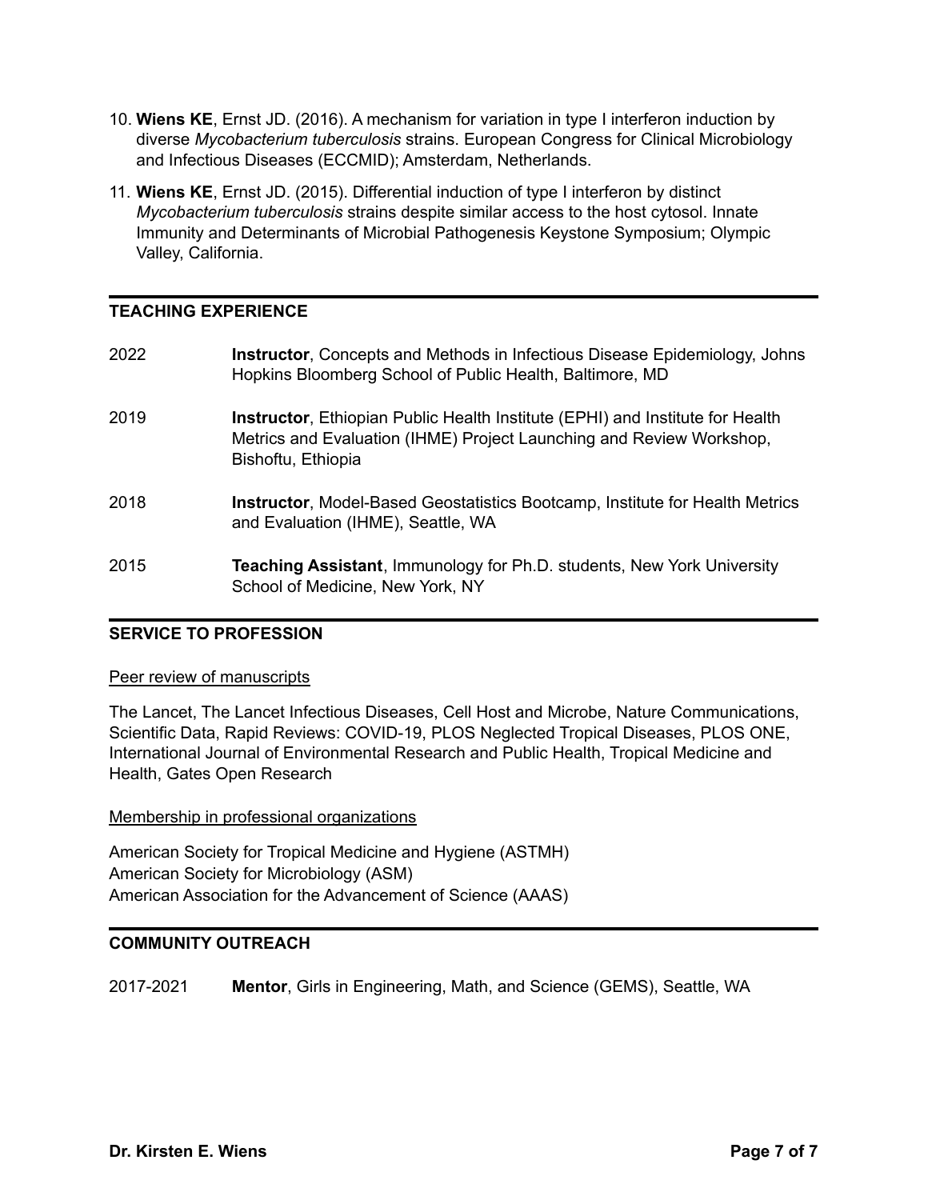10. **Wiens KE**, Ernst JD. (2016). A mechanism for variation in type I interferon induction by diverse *Mycobacterium tuberculosis* strains. European Congress for Clinical Microbiology and Infectious Diseases (ECCMID); Amsterdam, Netherlands.

11. **Wiens KE**, Ernst JD. (2015). Differential induction of type I interferon by distinct *Mycobacterium tuberculosis* strains despite similar access to the host cytosol. Innate Immunity and Determinants of Microbial Pathogenesis Keystone Symposium; Olympic Valley, California.

## TEACHING EXPERIENCE

2022 **Instructor**, Concepts and Methods in Infectious Disease Epidemiology, Johns Hopkins Bloomberg School of Public Health, Baltimore, MD

2019 **Instructor**, Ethiopian Public Health Institute (EPHI) and Institute for Health Metrics and Evaluation (IHME) Project Launching and Review Workshop, Bishoftu, Ethiopia

2018 **Instructor**, Model-Based Geostatistics Bootcamp, Institute for Health Metrics and Evaluation (IHME), Seattle, WA

2015 **Teaching Assistant**, Immunology for Ph.D. students, New York University School of Medicine, New York, NY

## SERVICE TO PROFESSION

Peer review of manuscripts

The Lancet, The Lancet Infectious Diseases, Cell Host and Microbe, Nature Communications, Scientific Data, Rapid Reviews: COVID-19, PLOS Neglected Tropical Diseases, PLOS ONE, International Journal of Environmental Research and Public Health, Tropical Medicine and Health, Gates Open Research

Membership in professional organizations

American Society for Tropical Medicine and Hygiene (ASTMH)
American Society for Microbiology (ASM)
American Association for the Advancement of Science (AAAS)

## COMMUNITY OUTREACH

2017-2021 **Mentor**, Girls in Engineering, Math, and Science (GEMS), Seattle, WA